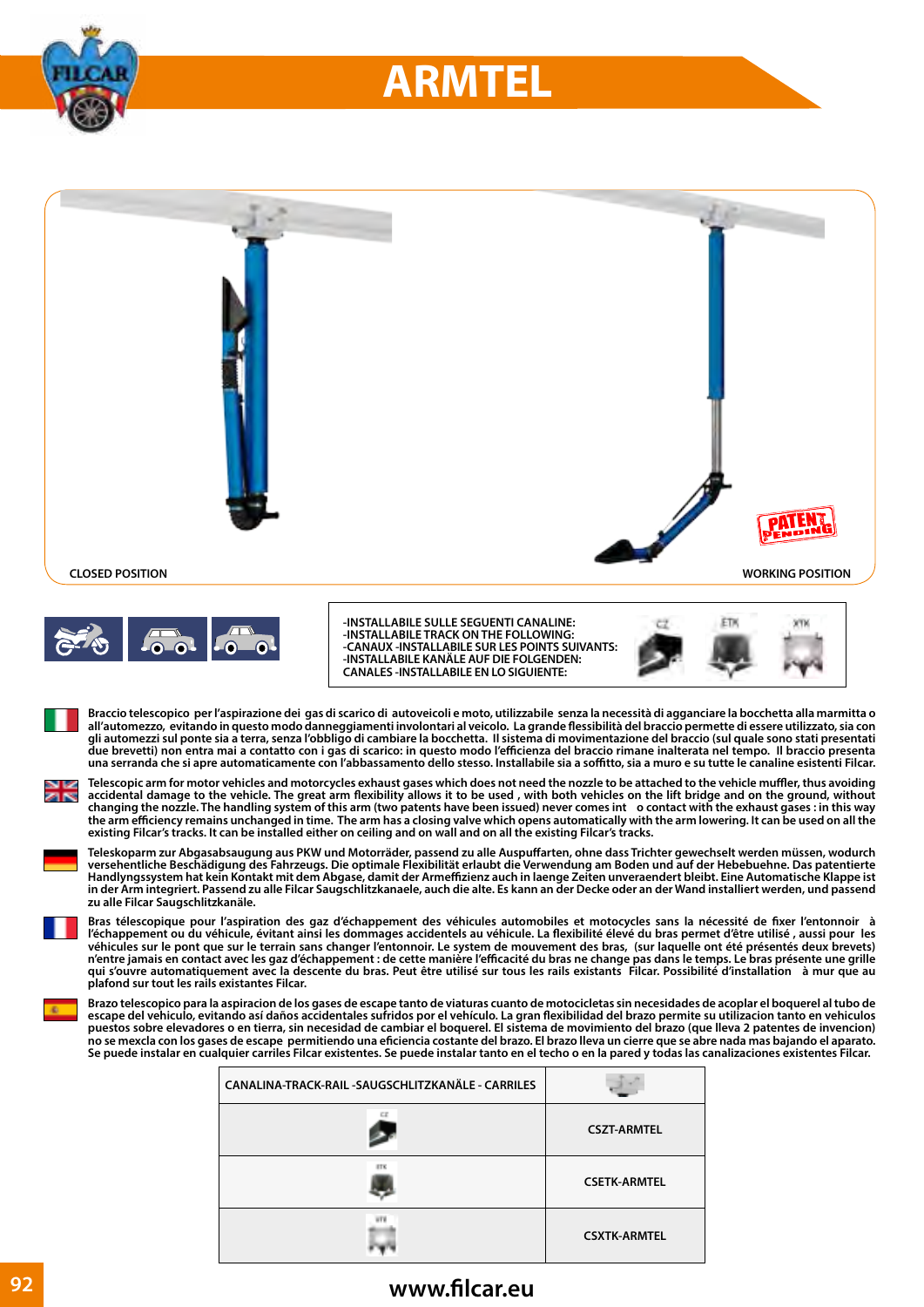# ARMTEL

CLOSED POSITION

WORKING POSITION

-INSTALLABILE SULLE SEGUENTI CANALINE:
-INSTALLABILE TRACK ON THE FOLLOWING:
-CANAUX -INSTALLABILE SUR LES POINTS SUIVANTS:
-INSTALLABILE KANÄLE AUF DIE FOLGENDEN:
CANALES -INSTALLABILE EN LO SIGUIENTE:

CZ ETK XTK

**Braccio telescopico per l'aspirazione dei gas di scarico di autoveicoli e moto, utilizzabile senza la necessità di agganciare la bocchetta alla marmitta o all'automezzo, evitando in questo modo danneggiamenti involontari al veicolo. La grande flessibilità del braccio permette di essere utilizzato, sia con gli automezzi sul ponte sia a terra, senza l'obbligo di cambiare la bocchetta. Il sistema di movimentazione del braccio (sul quale sono stati presentati due brevetti) non entra mai a contatto con i gas di scarico: in questo modo l'efficienza del braccio rimane inalterata nel tempo. Il braccio presenta una serranda che si apre automaticamente con l'abbassamento dello stesso. Installabile sia a soffitto, sia a muro e su tutte le canaline esistenti Filcar.**

**Telescopic arm for motor vehicles and motorcycles exhaust gases which does not need the nozzle to be attached to the vehicle muffler, thus avoiding accidental damage to the vehicle. The great arm flexibility allows it to be used , with both vehicles on the lift bridge and on the ground, without changing the nozzle. The handling system of this arm (two patents have been issued) never comes int o contact with the exhaust gases : in this way the arm efficiency remains unchanged in time. The arm has a closing valve which opens automatically with the arm lowering. It can be used on all the existing Filcar's tracks. It can be installed either on ceiling and on wall and on all the existing Filcar's tracks.**

**Teleskoparm zur Abgasabsaugung aus PKW und Motorräder, passend zu alle Auspuffarten, ohne dass Trichter gewechselt werden müssen, wodurch versehentliche Beschädigung des Fahrzeugs. Die optimale Flexibilität erlaubt die Verwendung am Boden und auf der Hebebuehne. Das patentierte Handlyngssystem hat kein Kontakt mit dem Abgase, damit der Armeffizienz auch in laenge Zeiten unveraendert bleibt. Eine Automatische Klappe ist in der Arm integriert. Passend zu alle Filcar Saugschlitzkanaele, auch die alte. Es kann an der Decke oder an der Wand installiert werden, und passend zu alle Filcar Saugschlitzkanäle.**

**Bras télescopique pour l'aspiration des gaz d'échappement des véhicules automobiles et motocycles sans la nécessité de fixer l'entonnoir à l'échappement ou du véhicule, évitant ainsi les dommages accidentels au véhicule. La flexibilité élévé du bras permet d'être utilisé , aussi pour les véhicules sur le pont que sur le terrain sans changer l'entonnoir. Le system de mouvement des bras, (sur laquelle ont été présentés deux brevets) n'entre jamais en contact avec les gaz d'échappement : de cette manière l'efficacité du bras ne change pas dans le temps. Le bras présente une grille qui s'ouvre automatiquement avec la descente du bras. Peut être utilisé sur tous les rails existants Filcar. Possibilité d'installation à mur que au plafond sur tout les rails existantes Filcar.**

**Brazo telescopico para la aspiracion de los gases de escape tanto de viaturas cuanto de motocicletas sin necesidades de acoplar el boquerel al tubo de escape del vehiculo, evitando así daños accidentales sufridos por el vehículo. La gran flexibilidad del brazo permite su utilizacion tanto en vehiculos puestos sobre elevadores o en tierra, sin necesidad de cambiar el boquerel. El sistema de movimiento del brazo (que lleva 2 patentes de invencion) no se mexcla con los gases de escape permitiendo una eficiencia costante del brazo. El brazo lleva un cierre que se abre nada mas bajando el aparato. Se puede instalar en cualquier carriles Filcar existentes. Se puede instalar tanto en el techo o en la pared y todas las canalizaciones existentes Filcar.**

| CANALINA-TRACK-RAIL -SAUGSCHLITZKANÄLE - CARRILES | |
|---|---|
| CZ | CSZT-ARMTEL |
| ETK | CSETK-ARMTEL |
| XTK | CSXTK-ARMTEL |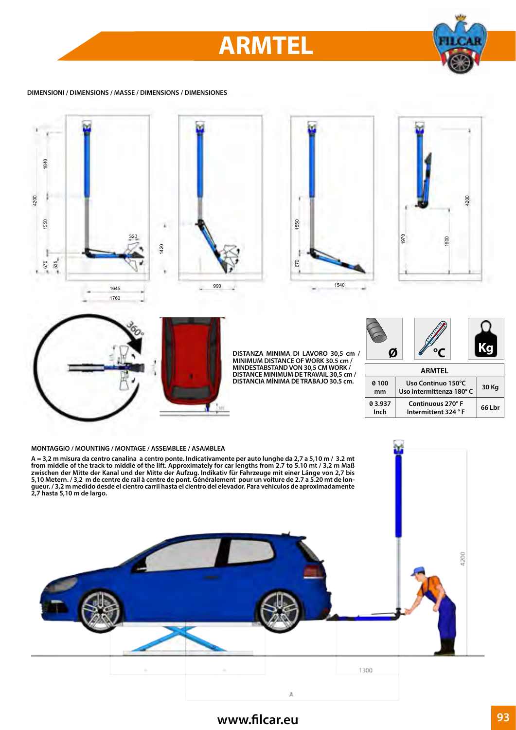# ARMTEL

DIMENSIONI / DIMENSIONS / MASSE / DIMENSIONS / DIMENSIONES

DISTANZA MINIMA DI LAVORO 30,5 cm / MINIMUM DISTANCE OF WORK 30.5 cm / MINDESTABSTAND VON 30,5 CM WORK / DISTANCE MINIMUM DE TRAVAIL 30,5 cm / DISTANCIA MÍNIMA DE TRABAJO 30.5 cm.

| ARMTEL | | |
|---|---|---|
| Ø 100 mm | Uso Continuo 150°C<br>Uso intermittenza 180° C | 30 Kg |
| Ø 3.937 Inch | Continuous 270° F<br>Intermittent 324 ° F | 66 Lbr |

MONTAGGIO / MOUNTING / MONTAGE / ASSEMBLEE / ASAMBLEA

A = 3,2 m misura da centro canalina a centro ponte. Indicativamente per auto lunghe da 2,7 a 5,10 m / 3.2 mt from middle of the track to middle of the lift. Approximately for car lengths from 2.7 to 5.10 mt / 3,2 m Maß zwischen der Mitte der Kanal und der Mitte der Aufzug. Indikativ für Fahrzeuge mit einer Länge von 2,7 bis 5,10 Metern. / 3,2 m de centre de rail à centre de pont. Généralement pour un voiture de 2.7 a 5.20 mt de longueur. / 3,2 m medido desde el cientro carril hasta el cientro del elevador. Para vehiculos de aproximadamente 2,7 hasta 5,10 m de largo.

www.filcar.eu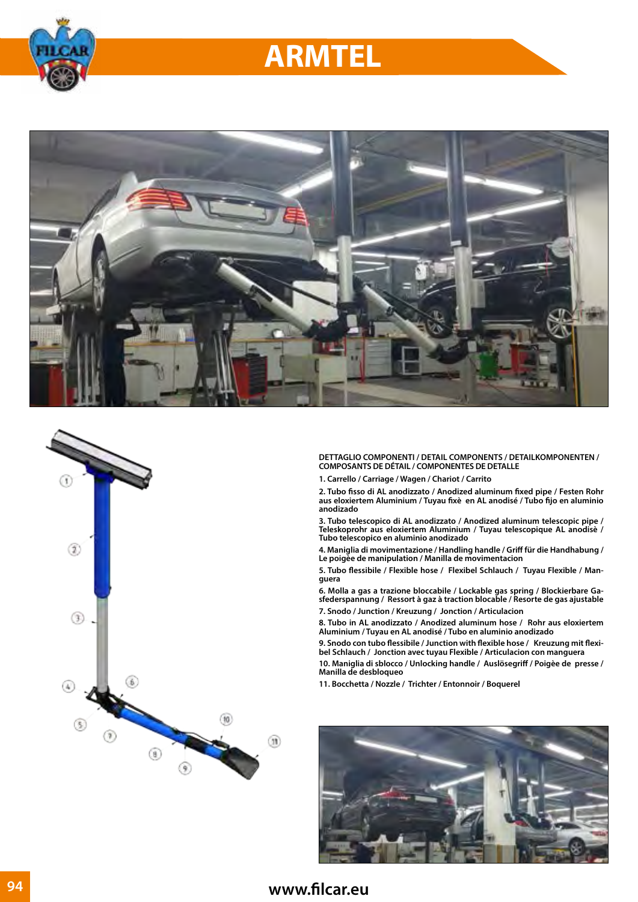# ARMTEL

**DETTAGLIO COMPONENTI / DETAIL COMPONENTS / DETAILKOMPONENTEN / COMPOSANTS DE DÉTAIL / COMPONENTES DE DETALLE**

1. Carrello / Carriage / Wagen / Chariot / Carrito
2. Tubo fisso di AL anodizzato / Anodized aluminum fixed pipe / Festen Rohr aus eloxiertem Aluminium / Tuyau fixè en AL anodisé / Tubo fijo en aluminio anodizado
3. Tubo telescopico di AL anodizzato / Anodized aluminum telescopic pipe / Teleskoprohr aus eloxiertem Aluminium / Tuyau telescopique AL anodisè / Tubo telescopico en aluminio anodizado
4. Maniglia di movimentazione / Handling handle / Griff für die Handhabung / Le poigèe de manipulation / Manilla de movimentacion
5. Tubo flessibile / Flexible hose / Flexibel Schlauch / Tuyau Flexible / Manguera
6. Molla a gas a trazione bloccabile / Lockable gas spring / Blockierbare Gasfederspannung / Ressort à gaz à traction blocable / Resorte de gas ajustable
7. Snodo / Junction / Kreuzung / Jonction / Articulacion
8. Tubo in AL anodizzato / Anodized aluminum hose / Rohr aus eloxiertem Aluminium / Tuyau en AL anodisé / Tubo en aluminio anodizado
9. Snodo con tubo flessibile / Junction with flexible hose / Kreuzung mit flexibel Schlauch / Jonction avec tuyau Flexible / Articulacion con manguera
10. Maniglia di sblocco / Unlocking handle / Auslösegriff / Poigèe de presse / Manilla de desbloqueo
11. Bocchetta / Nozzle / Trichter / Entonnoir / Boquerel

www.filcar.eu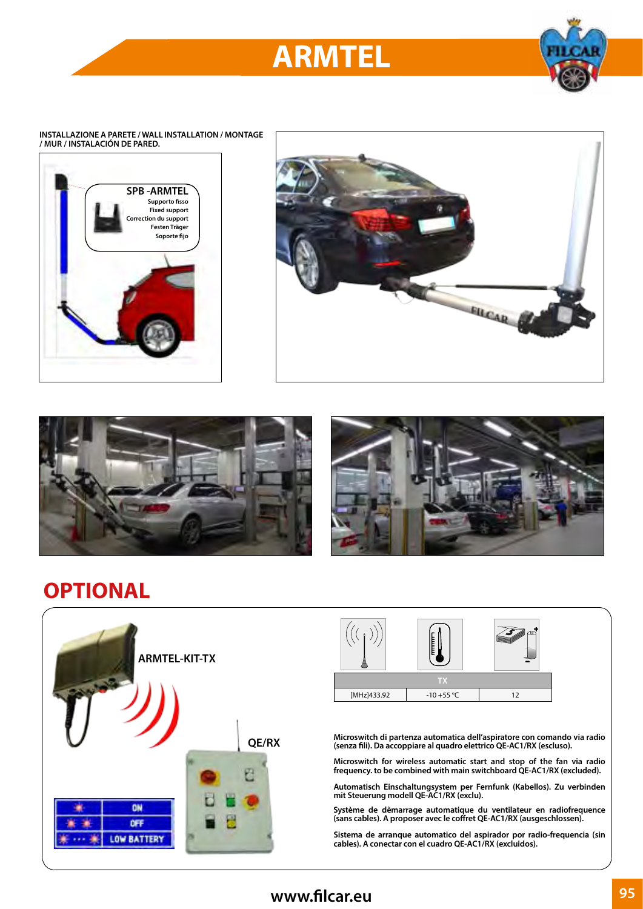# ARMTEL

INSTALLAZIONE A PARETE / WALL INSTALLATION / MONTAGE / MUR / INSTALACIÓN DE PARED.

SPB -ARMTEL
Supporto fisso
Fixed support
Correction du support
Festen Träger
Soporte fijo

## OPTIONAL

ARMTEL-KIT-TX

QE/RX

| ON |
|---|
| OFF |
| LOW BATTERY |

| TX | | |
|---|---|---|
| [MHz]433.92 | -10 +55 °C | 12 |

**Microswitch di partenza automatica dell'aspiratore con comando via radio (senza fili). Da accoppiare al quadro elettrico QE-AC1/RX (escluso).**

**Microswitch for wireless automatic start and stop of the fan via radio frequency. to be combined with main switchboard QE-AC1/RX (excluded).**

**Automatisch Einschaltungsystem per Fernfunk (Kabellos). Zu verbinden mit Steuerung modell QE-AC1/RX (exclu).**

**Système de dèmarrage automatique du ventilateur en radiofrequence (sans cables). A proposer avec le coffret QE-AC1/RX (ausgeschlossen).**

**Sistema de arranque automatico del aspirador por radio-frequencia (sin cables). A conectar con el cuadro QE-AC1/RX (excluidos).**

www.filcar.eu